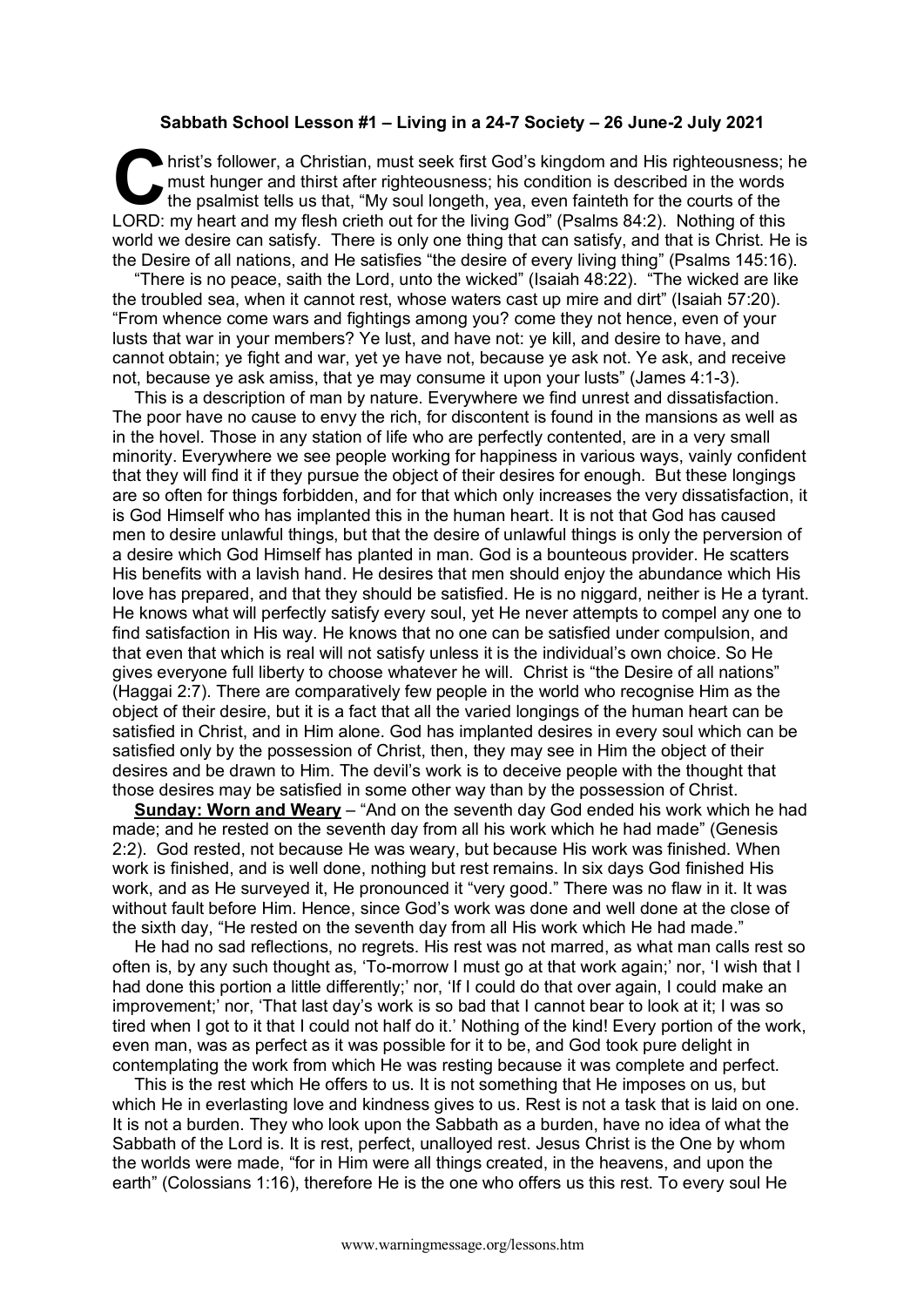**Sabbath School Lesson #1 – Living in a 24-7 Society – 26 June-2 July 2021**

Christ's follower, a Christian, must seek first God's kingdom and His righteousness; he must hunger and thirst after righteousness; his condition is described in the words the psalmist tells us that, "My soul longeth, yea, even fainteth for the courts of the LORD: my heart and my flesh crieth out for the living God" (Psalms 84:2). Nothing of this world we desire can satisfy. There is only one thing that can satisfy, and that is Christ. He is the Desire of all nations, and He satisfies "the desire of every living thing" (Psalms 145:16).

"There is no peace, saith the Lord, unto the wicked" (Isaiah 48:22). "The wicked are like the troubled sea, when it cannot rest, whose waters cast up mire and dirt" (Isaiah 57:20). "From whence come wars and fightings among you? come they not hence, even of your lusts that war in your members? Ye lust, and have not: ye kill, and desire to have, and cannot obtain; ye fight and war, yet ye have not, because ye ask not. Ye ask, and receive not, because ye ask amiss, that ye may consume it upon your lusts" (James 4:1-3).

This is a description of man by nature. Everywhere we find unrest and dissatisfaction. The poor have no cause to envy the rich, for discontent is found in the mansions as well as in the hovel. Those in any station of life who are perfectly contented, are in a very small minority. Everywhere we see people working for happiness in various ways, vainly confident that they will find it if they pursue the object of their desires for enough. But these longings are so often for things forbidden, and for that which only increases the very dissatisfaction, it is God Himself who has implanted this in the human heart. It is not that God has caused men to desire unlawful things, but that the desire of unlawful things is only the perversion of a desire which God Himself has planted in man. God is a bounteous provider. He scatters His benefits with a lavish hand. He desires that men should enjoy the abundance which His love has prepared, and that they should be satisfied. He is no niggard, neither is He a tyrant. He knows what will perfectly satisfy every soul, yet He never attempts to compel any one to find satisfaction in His way. He knows that no one can be satisfied under compulsion, and that even that which is real will not satisfy unless it is the individual's own choice. So He gives everyone full liberty to choose whatever he will. Christ is "the Desire of all nations" (Haggai 2:7). There are comparatively few people in the world who recognise Him as the object of their desire, but it is a fact that all the varied longings of the human heart can be satisfied in Christ, and in Him alone. God has implanted desires in every soul which can be satisfied only by the possession of Christ, then, they may see in Him the object of their desires and be drawn to Him. The devil's work is to deceive people with the thought that those desires may be satisfied in some other way than by the possession of Christ.

**Sunday: Worn and Weary** – "And on the seventh day God ended his work which he had made; and he rested on the seventh day from all his work which he had made" (Genesis 2:2). God rested, not because He was weary, but because His work was finished. When work is finished, and is well done, nothing but rest remains. In six days God finished His work, and as He surveyed it, He pronounced it "very good." There was no flaw in it. It was without fault before Him. Hence, since God's work was done and well done at the close of the sixth day, "He rested on the seventh day from all His work which He had made."

He had no sad reflections, no regrets. His rest was not marred, as what man calls rest so often is, by any such thought as, 'To-morrow I must go at that work again;' nor, 'I wish that I had done this portion a little differently;' nor, 'If I could do that over again, I could make an improvement;' nor, 'That last day's work is so bad that I cannot bear to look at it; I was so tired when I got to it that I could not half do it.' Nothing of the kind! Every portion of the work, even man, was as perfect as it was possible for it to be, and God took pure delight in contemplating the work from which He was resting because it was complete and perfect.

This is the rest which He offers to us. It is not something that He imposes on us, but which He in everlasting love and kindness gives to us. Rest is not a task that is laid on one. It is not a burden. They who look upon the Sabbath as a burden, have no idea of what the Sabbath of the Lord is. It is rest, perfect, unalloyed rest. Jesus Christ is the One by whom the worlds were made, "for in Him were all things created, in the heavens, and upon the earth" (Colossians 1:16), therefore He is the one who offers us this rest. To every soul He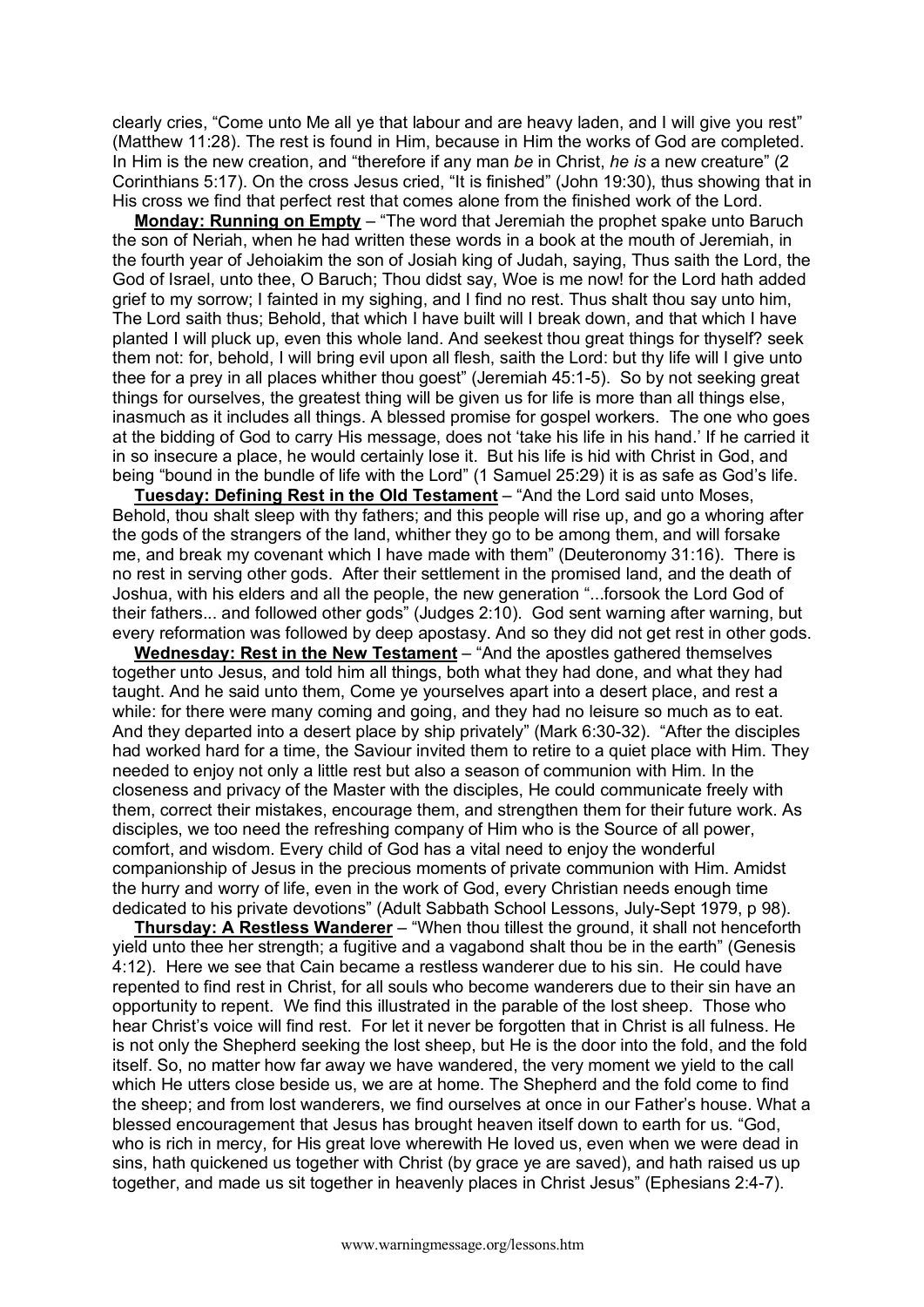clearly cries, "Come unto Me all ye that labour and are heavy laden, and I will give you rest" (Matthew 11:28). The rest is found in Him, because in Him the works of God are completed. In Him is the new creation, and "therefore if any man *be* in Christ, *he is* a new creature" (2 Corinthians 5:17). On the cross Jesus cried, "It is finished" (John 19:30), thus showing that in His cross we find that perfect rest that comes alone from the finished work of the Lord.

**Monday: Running on Empty** – "The word that Jeremiah the prophet spake unto Baruch the son of Neriah, when he had written these words in a book at the mouth of Jeremiah, in the fourth year of Jehoiakim the son of Josiah king of Judah, saying, Thus saith the Lord, the God of Israel, unto thee, O Baruch; Thou didst say, Woe is me now! for the Lord hath added grief to my sorrow; I fainted in my sighing, and I find no rest. Thus shalt thou say unto him, The Lord saith thus; Behold, that which I have built will I break down, and that which I have planted I will pluck up, even this whole land. And seekest thou great things for thyself? seek them not: for, behold, I will bring evil upon all flesh, saith the Lord: but thy life will I give unto thee for a prey in all places whither thou goest" (Jeremiah 45:1-5). So by not seeking great things for ourselves, the greatest thing will be given us for life is more than all things else, inasmuch as it includes all things. A blessed promise for gospel workers. The one who goes at the bidding of God to carry His message, does not 'take his life in his hand.' If he carried it in so insecure a place, he would certainly lose it. But his life is hid with Christ in God, and being "bound in the bundle of life with the Lord" (1 Samuel 25:29) it is as safe as God's life.

**Tuesday: Defining Rest in the Old Testament** – "And the Lord said unto Moses, Behold, thou shalt sleep with thy fathers; and this people will rise up, and go a whoring after the gods of the strangers of the land, whither they go to be among them, and will forsake me, and break my covenant which I have made with them" (Deuteronomy 31:16). There is no rest in serving other gods. After their settlement in the promised land, and the death of Joshua, with his elders and all the people, the new generation "...forsook the Lord God of their fathers... and followed other gods" (Judges 2:10). God sent warning after warning, but every reformation was followed by deep apostasy. And so they did not get rest in other gods.

**Wednesday: Rest in the New Testament** – "And the apostles gathered themselves together unto Jesus, and told him all things, both what they had done, and what they had taught. And he said unto them, Come ye yourselves apart into a desert place, and rest a while: for there were many coming and going, and they had no leisure so much as to eat. And they departed into a desert place by ship privately" (Mark 6:30-32). "After the disciples had worked hard for a time, the Saviour invited them to retire to a quiet place with Him. They needed to enjoy not only a little rest but also a season of communion with Him. In the closeness and privacy of the Master with the disciples, He could communicate freely with them, correct their mistakes, encourage them, and strengthen them for their future work. As disciples, we too need the refreshing company of Him who is the Source of all power, comfort, and wisdom. Every child of God has a vital need to enjoy the wonderful companionship of Jesus in the precious moments of private communion with Him. Amidst the hurry and worry of life, even in the work of God, every Christian needs enough time dedicated to his private devotions" (Adult Sabbath School Lessons, July-Sept 1979, p 98).

**Thursday: A Restless Wanderer** – "When thou tillest the ground, it shall not henceforth yield unto thee her strength; a fugitive and a vagabond shalt thou be in the earth" (Genesis 4:12). Here we see that Cain became a restless wanderer due to his sin. He could have repented to find rest in Christ, for all souls who become wanderers due to their sin have an opportunity to repent. We find this illustrated in the parable of the lost sheep. Those who hear Christ's voice will find rest. For let it never be forgotten that in Christ is all fulness. He is not only the Shepherd seeking the lost sheep, but He is the door into the fold, and the fold itself. So, no matter how far away we have wandered, the very moment we yield to the call which He utters close beside us, we are at home. The Shepherd and the fold come to find the sheep; and from lost wanderers, we find ourselves at once in our Father's house. What a blessed encouragement that Jesus has brought heaven itself down to earth for us. "God, who is rich in mercy, for His great love wherewith He loved us, even when we were dead in sins, hath quickened us together with Christ (by grace ye are saved), and hath raised us up together, and made us sit together in heavenly places in Christ Jesus" (Ephesians 2:4-7).